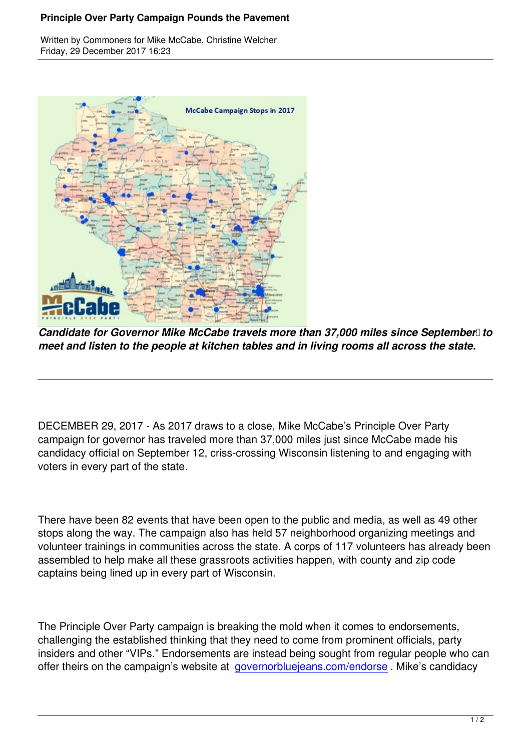# Principle Over Party Campaign Pounds the Pavement

Written by Commoners for Mike McCabe, Christine Welcher
Friday, 29 December 2017 16:23

***Candidate for Governor Mike McCabe travels more than 37,000 miles since September to meet and listen to the people at kitchen tables and in living rooms all across the state.***

---

DECEMBER 29, 2017 - As 2017 draws to a close, Mike McCabe's Principle Over Party campaign for governor has traveled more than 37,000 miles just since McCabe made his candidacy official on September 12, criss-crossing Wisconsin listening to and engaging with voters in every part of the state.

There have been 82 events that have been open to the public and media, as well as 49 other stops along the way. The campaign also has held 57 neighborhood organizing meetings and volunteer trainings in communities across the state. A corps of 117 volunteers has already been assembled to help make all these grassroots activities happen, with county and zip code captains being lined up in every part of Wisconsin.

The Principle Over Party campaign is breaking the mold when it comes to endorsements, challenging the established thinking that they need to come from prominent officials, party insiders and other "VIPs." Endorsements are instead being sought from regular people who can offer theirs on the campaign's website at governorbluejeans.com/endorse . Mike's candidacy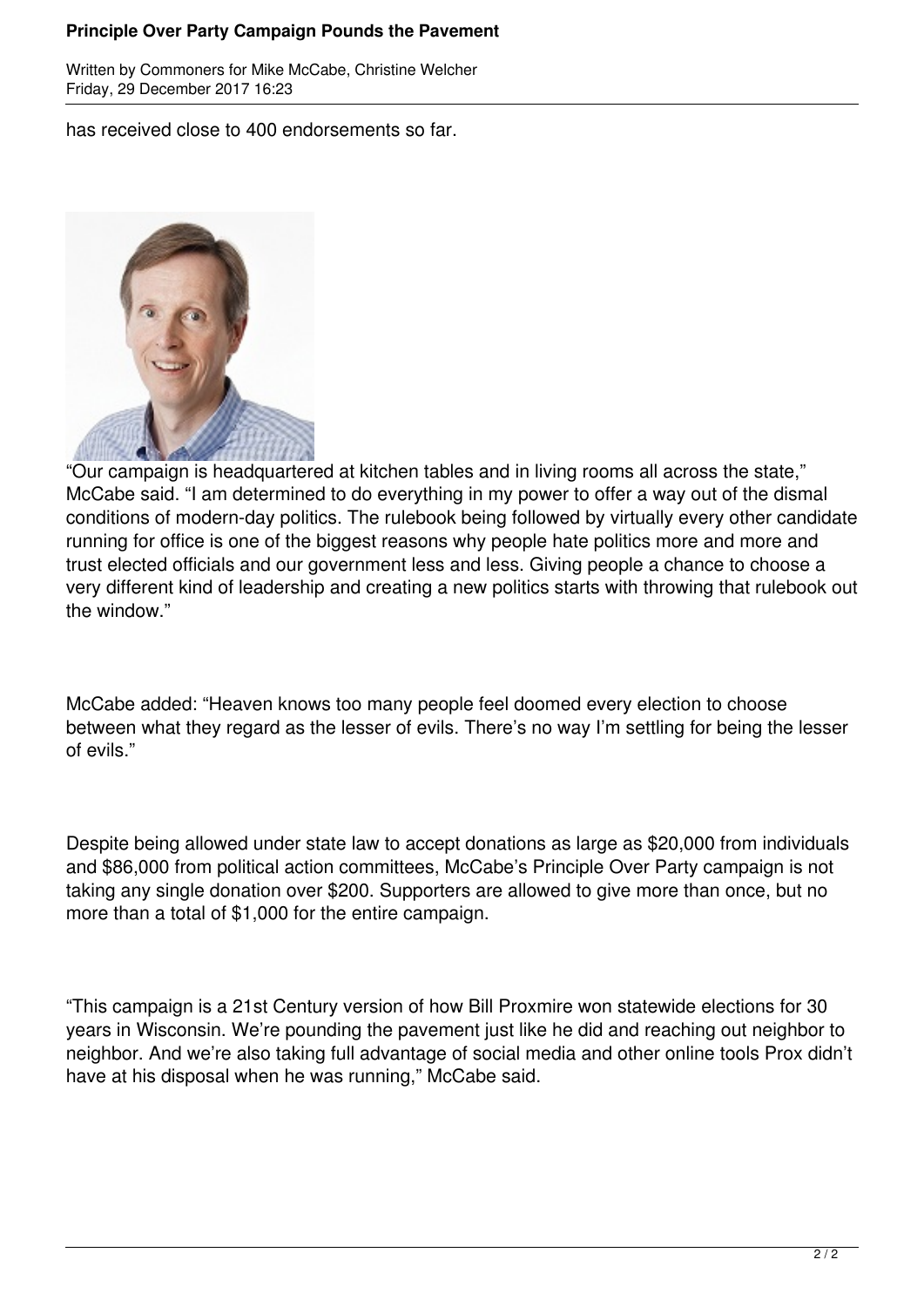has received close to 400 endorsements so far.

"Our campaign is headquartered at kitchen tables and in living rooms all across the state," McCabe said. "I am determined to do everything in my power to offer a way out of the dismal conditions of modern-day politics. The rulebook being followed by virtually every other candidate running for office is one of the biggest reasons why people hate politics more and more and trust elected officials and our government less and less. Giving people a chance to choose a very different kind of leadership and creating a new politics starts with throwing that rulebook out the window."

McCabe added: "Heaven knows too many people feel doomed every election to choose between what they regard as the lesser of evils. There's no way I'm settling for being the lesser of evils."

Despite being allowed under state law to accept donations as large as $20,000 from individuals and $86,000 from political action committees, McCabe's Principle Over Party campaign is not taking any single donation over $200. Supporters are allowed to give more than once, but no more than a total of $1,000 for the entire campaign.

"This campaign is a 21st Century version of how Bill Proxmire won statewide elections for 30 years in Wisconsin. We're pounding the pavement just like he did and reaching out neighbor to neighbor. And we're also taking full advantage of social media and other online tools Prox didn't have at his disposal when he was running," McCabe said.